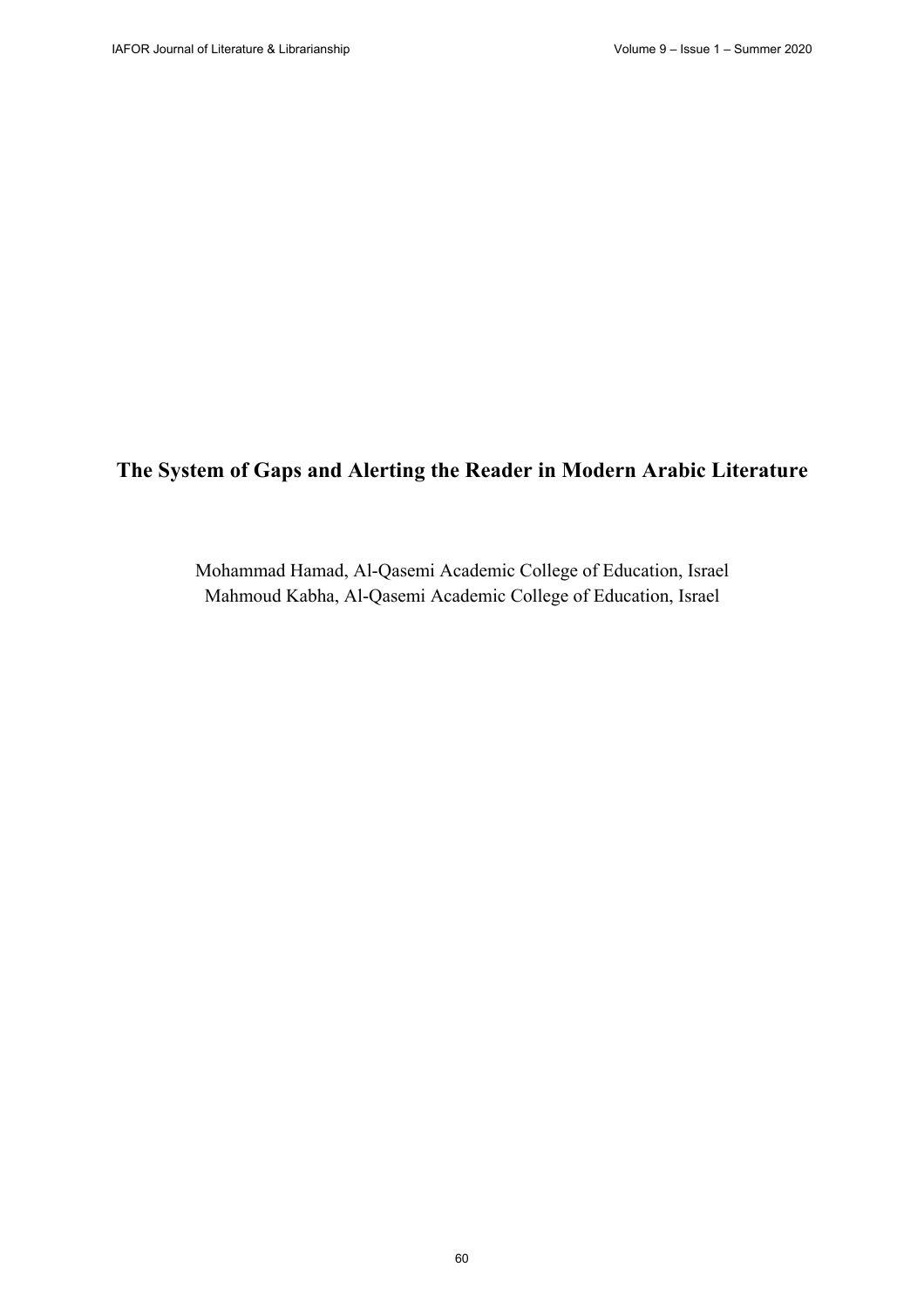# The System of Gaps and Alerting the Reader in Modern Arabic Literature

Mohammad Hamad, Al-Qasemi Academic College of Education, Israel
Mahmoud Kabha, Al-Qasemi Academic College of Education, Israel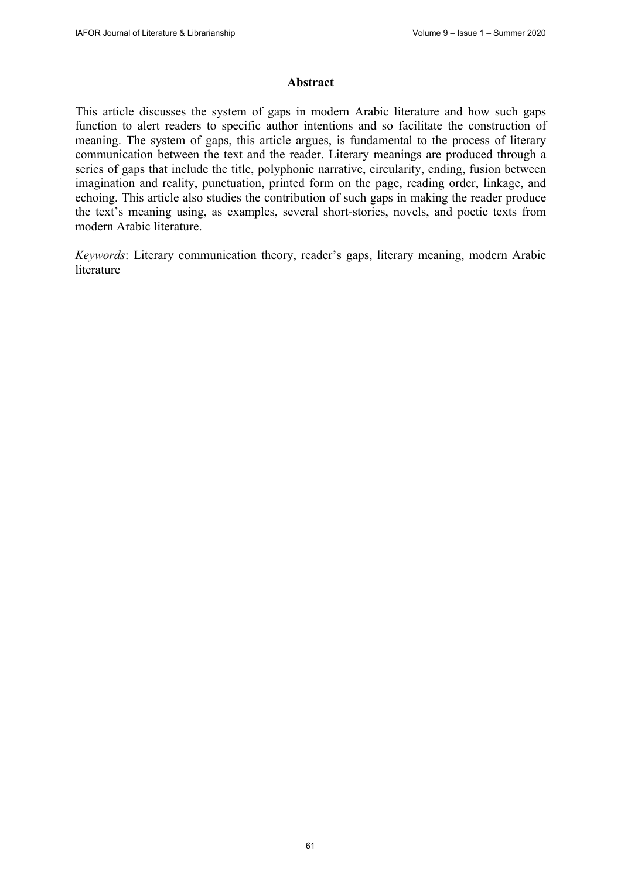## Abstract

This article discusses the system of gaps in modern Arabic literature and how such gaps function to alert readers to specific author intentions and so facilitate the construction of meaning. The system of gaps, this article argues, is fundamental to the process of literary communication between the text and the reader. Literary meanings are produced through a series of gaps that include the title, polyphonic narrative, circularity, ending, fusion between imagination and reality, punctuation, printed form on the page, reading order, linkage, and echoing. This article also studies the contribution of such gaps in making the reader produce the text's meaning using, as examples, several short-stories, novels, and poetic texts from modern Arabic literature.

*Keywords*: Literary communication theory, reader's gaps, literary meaning, modern Arabic literature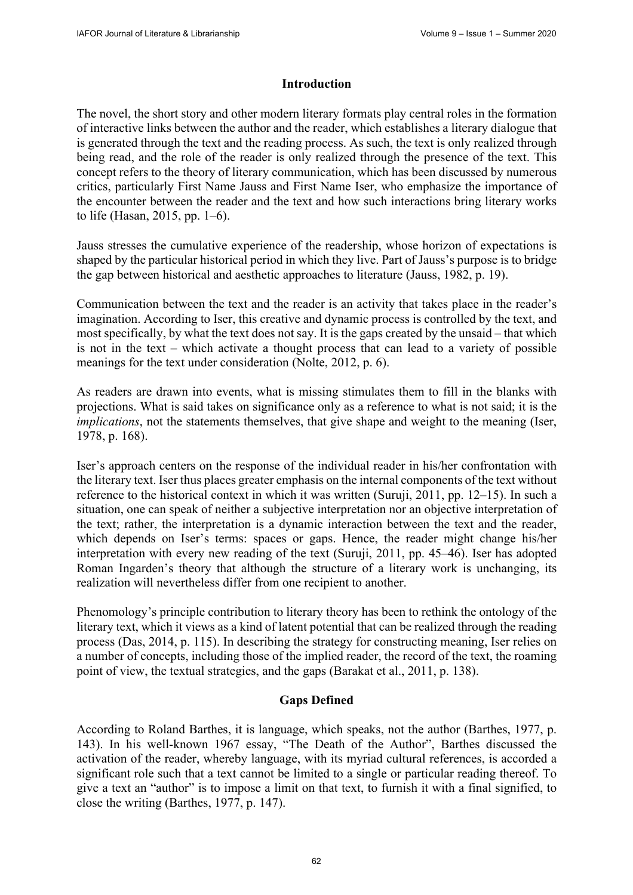## Introduction

The novel, the short story and other modern literary formats play central roles in the formation of interactive links between the author and the reader, which establishes a literary dialogue that is generated through the text and the reading process. As such, the text is only realized through being read, and the role of the reader is only realized through the presence of the text. This concept refers to the theory of literary communication, which has been discussed by numerous critics, particularly First Name Jauss and First Name Iser, who emphasize the importance of the encounter between the reader and the text and how such interactions bring literary works to life (Hasan, 2015, pp. 1–6).

Jauss stresses the cumulative experience of the readership, whose horizon of expectations is shaped by the particular historical period in which they live. Part of Jauss's purpose is to bridge the gap between historical and aesthetic approaches to literature (Jauss, 1982, p. 19).

Communication between the text and the reader is an activity that takes place in the reader's imagination. According to Iser, this creative and dynamic process is controlled by the text, and most specifically, by what the text does not say. It is the gaps created by the unsaid – that which is not in the text – which activate a thought process that can lead to a variety of possible meanings for the text under consideration (Nolte, 2012, p. 6).

As readers are drawn into events, what is missing stimulates them to fill in the blanks with projections. What is said takes on significance only as a reference to what is not said; it is the *implications*, not the statements themselves, that give shape and weight to the meaning (Iser, 1978, p. 168).

Iser's approach centers on the response of the individual reader in his/her confrontation with the literary text. Iser thus places greater emphasis on the internal components of the text without reference to the historical context in which it was written (Suruji, 2011, pp. 12–15). In such a situation, one can speak of neither a subjective interpretation nor an objective interpretation of the text; rather, the interpretation is a dynamic interaction between the text and the reader, which depends on Iser's terms: spaces or gaps. Hence, the reader might change his/her interpretation with every new reading of the text (Suruji, 2011, pp. 45–46). Iser has adopted Roman Ingarden's theory that although the structure of a literary work is unchanging, its realization will nevertheless differ from one recipient to another.

Phenomology's principle contribution to literary theory has been to rethink the ontology of the literary text, which it views as a kind of latent potential that can be realized through the reading process (Das, 2014, p. 115). In describing the strategy for constructing meaning, Iser relies on a number of concepts, including those of the implied reader, the record of the text, the roaming point of view, the textual strategies, and the gaps (Barakat et al., 2011, p. 138).

## Gaps Defined

According to Roland Barthes, it is language, which speaks, not the author (Barthes, 1977, p. 143). In his well-known 1967 essay, "The Death of the Author", Barthes discussed the activation of the reader, whereby language, with its myriad cultural references, is accorded a significant role such that a text cannot be limited to a single or particular reading thereof. To give a text an "author" is to impose a limit on that text, to furnish it with a final signified, to close the writing (Barthes, 1977, p. 147).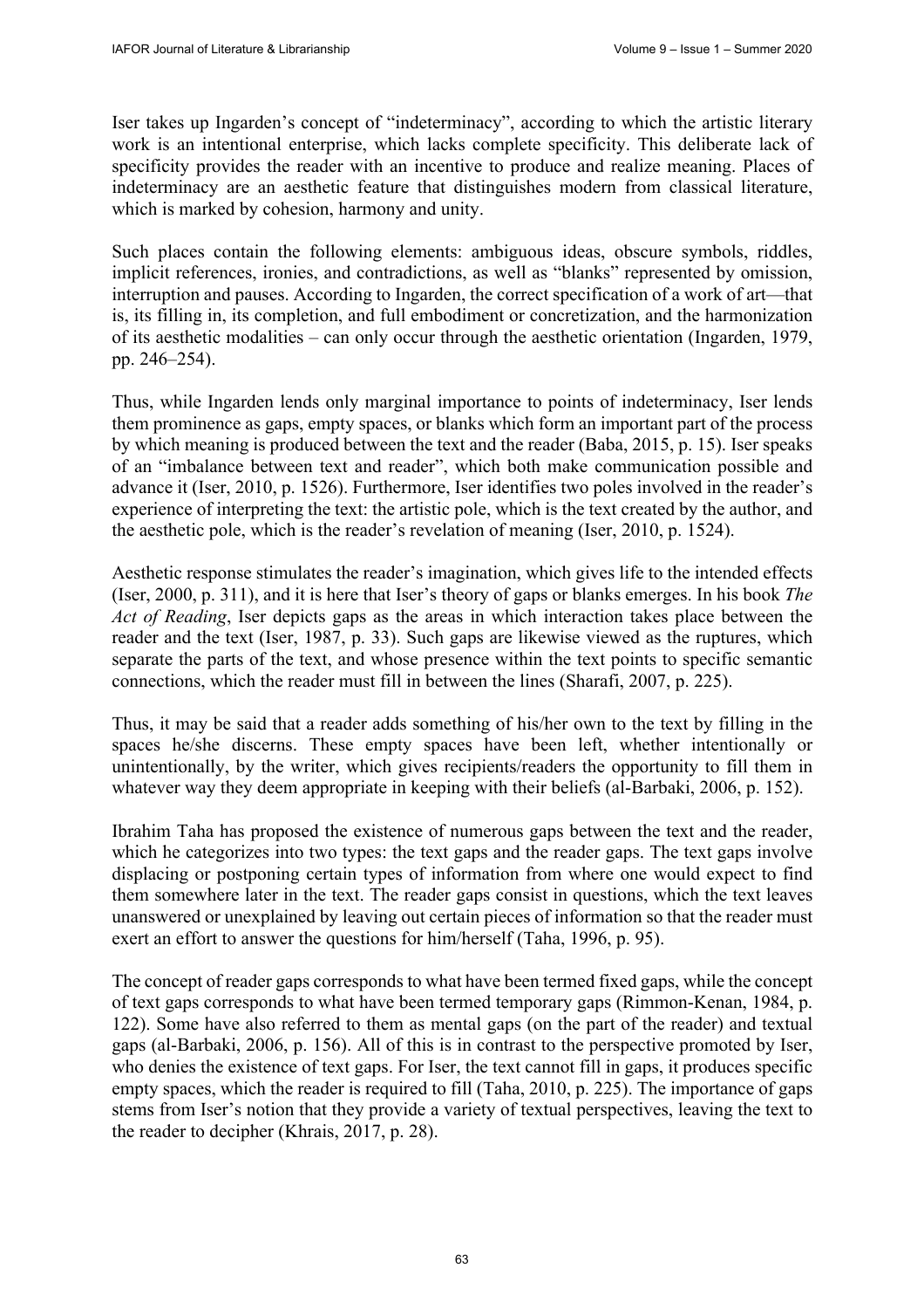Iser takes up Ingarden's concept of "indeterminacy", according to which the artistic literary work is an intentional enterprise, which lacks complete specificity. This deliberate lack of specificity provides the reader with an incentive to produce and realize meaning. Places of indeterminacy are an aesthetic feature that distinguishes modern from classical literature, which is marked by cohesion, harmony and unity.

Such places contain the following elements: ambiguous ideas, obscure symbols, riddles, implicit references, ironies, and contradictions, as well as "blanks" represented by omission, interruption and pauses. According to Ingarden, the correct specification of a work of art—that is, its filling in, its completion, and full embodiment or concretization, and the harmonization of its aesthetic modalities – can only occur through the aesthetic orientation (Ingarden, 1979, pp. 246–254).

Thus, while Ingarden lends only marginal importance to points of indeterminacy, Iser lends them prominence as gaps, empty spaces, or blanks which form an important part of the process by which meaning is produced between the text and the reader (Baba, 2015, p. 15). Iser speaks of an "imbalance between text and reader", which both make communication possible and advance it (Iser, 2010, p. 1526). Furthermore, Iser identifies two poles involved in the reader's experience of interpreting the text: the artistic pole, which is the text created by the author, and the aesthetic pole, which is the reader's revelation of meaning (Iser, 2010, p. 1524).

Aesthetic response stimulates the reader's imagination, which gives life to the intended effects (Iser, 2000, p. 311), and it is here that Iser's theory of gaps or blanks emerges. In his book *The Act of Reading*, Iser depicts gaps as the areas in which interaction takes place between the reader and the text (Iser, 1987, p. 33). Such gaps are likewise viewed as the ruptures, which separate the parts of the text, and whose presence within the text points to specific semantic connections, which the reader must fill in between the lines (Sharafi, 2007, p. 225).

Thus, it may be said that a reader adds something of his/her own to the text by filling in the spaces he/she discerns. These empty spaces have been left, whether intentionally or unintentionally, by the writer, which gives recipients/readers the opportunity to fill them in whatever way they deem appropriate in keeping with their beliefs (al-Barbaki, 2006, p. 152).

Ibrahim Taha has proposed the existence of numerous gaps between the text and the reader, which he categorizes into two types: the text gaps and the reader gaps. The text gaps involve displacing or postponing certain types of information from where one would expect to find them somewhere later in the text. The reader gaps consist in questions, which the text leaves unanswered or unexplained by leaving out certain pieces of information so that the reader must exert an effort to answer the questions for him/herself (Taha, 1996, p. 95).

The concept of reader gaps corresponds to what have been termed fixed gaps, while the concept of text gaps corresponds to what have been termed temporary gaps (Rimmon-Kenan, 1984, p. 122). Some have also referred to them as mental gaps (on the part of the reader) and textual gaps (al-Barbaki, 2006, p. 156). All of this is in contrast to the perspective promoted by Iser, who denies the existence of text gaps. For Iser, the text cannot fill in gaps, it produces specific empty spaces, which the reader is required to fill (Taha, 2010, p. 225). The importance of gaps stems from Iser's notion that they provide a variety of textual perspectives, leaving the text to the reader to decipher (Khrais, 2017, p. 28).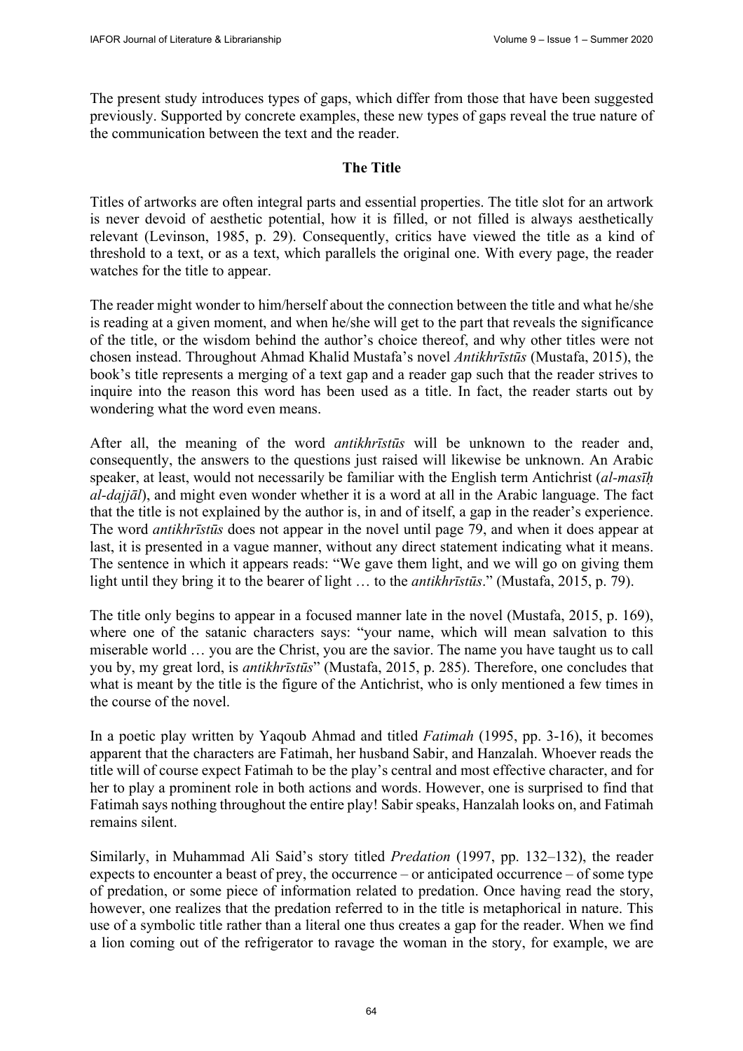The present study introduces types of gaps, which differ from those that have been suggested previously. Supported by concrete examples, these new types of gaps reveal the true nature of the communication between the text and the reader.

## The Title

Titles of artworks are often integral parts and essential properties. The title slot for an artwork is never devoid of aesthetic potential, how it is filled, or not filled is always aesthetically relevant (Levinson, 1985, p. 29). Consequently, critics have viewed the title as a kind of threshold to a text, or as a text, which parallels the original one. With every page, the reader watches for the title to appear.

The reader might wonder to him/herself about the connection between the title and what he/she is reading at a given moment, and when he/she will get to the part that reveals the significance of the title, or the wisdom behind the author's choice thereof, and why other titles were not chosen instead. Throughout Ahmad Khalid Mustafa's novel *Antikhrīstūs* (Mustafa, 2015), the book's title represents a merging of a text gap and a reader gap such that the reader strives to inquire into the reason this word has been used as a title. In fact, the reader starts out by wondering what the word even means.

After all, the meaning of the word *antikhrīstūs* will be unknown to the reader and, consequently, the answers to the questions just raised will likewise be unknown. An Arabic speaker, at least, would not necessarily be familiar with the English term Antichrist (*al-masīḥ al-dajjāl*), and might even wonder whether it is a word at all in the Arabic language. The fact that the title is not explained by the author is, in and of itself, a gap in the reader's experience. The word *antikhrīstūs* does not appear in the novel until page 79, and when it does appear at last, it is presented in a vague manner, without any direct statement indicating what it means. The sentence in which it appears reads: "We gave them light, and we will go on giving them light until they bring it to the bearer of light … to the *antikhrīstūs*." (Mustafa, 2015, p. 79).

The title only begins to appear in a focused manner late in the novel (Mustafa, 2015, p. 169), where one of the satanic characters says: "your name, which will mean salvation to this miserable world … you are the Christ, you are the savior. The name you have taught us to call you by, my great lord, is *antikhrīstūs*" (Mustafa, 2015, p. 285). Therefore, one concludes that what is meant by the title is the figure of the Antichrist, who is only mentioned a few times in the course of the novel.

In a poetic play written by Yaqoub Ahmad and titled *Fatimah* (1995, pp. 3-16), it becomes apparent that the characters are Fatimah, her husband Sabir, and Hanzalah. Whoever reads the title will of course expect Fatimah to be the play's central and most effective character, and for her to play a prominent role in both actions and words. However, one is surprised to find that Fatimah says nothing throughout the entire play! Sabir speaks, Hanzalah looks on, and Fatimah remains silent.

Similarly, in Muhammad Ali Said's story titled *Predation* (1997, pp. 132–132), the reader expects to encounter a beast of prey, the occurrence – or anticipated occurrence – of some type of predation, or some piece of information related to predation. Once having read the story, however, one realizes that the predation referred to in the title is metaphorical in nature. This use of a symbolic title rather than a literal one thus creates a gap for the reader. When we find a lion coming out of the refrigerator to ravage the woman in the story, for example, we are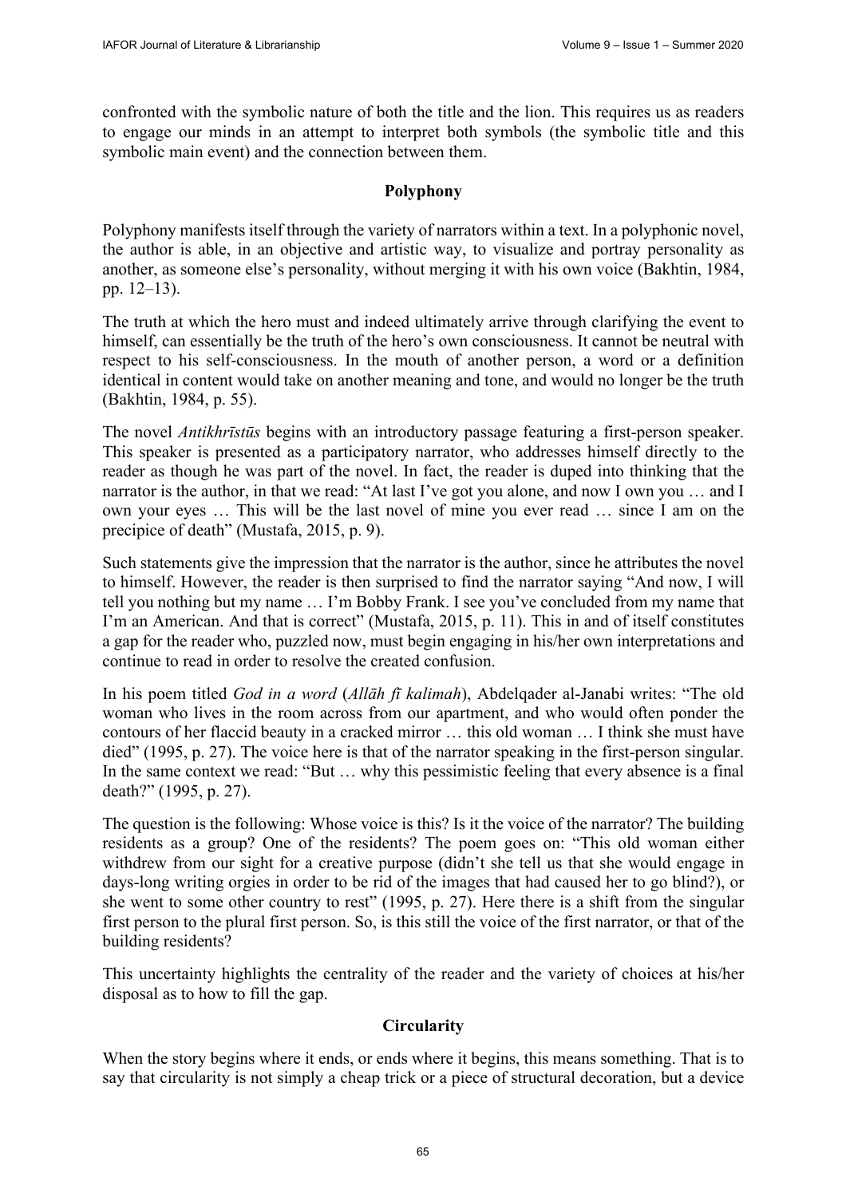confronted with the symbolic nature of both the title and the lion. This requires us as readers to engage our minds in an attempt to interpret both symbols (the symbolic title and this symbolic main event) and the connection between them.

## Polyphony

Polyphony manifests itself through the variety of narrators within a text. In a polyphonic novel, the author is able, in an objective and artistic way, to visualize and portray personality as another, as someone else's personality, without merging it with his own voice (Bakhtin, 1984, pp. 12–13).

The truth at which the hero must and indeed ultimately arrive through clarifying the event to himself, can essentially be the truth of the hero's own consciousness. It cannot be neutral with respect to his self-consciousness. In the mouth of another person, a word or a definition identical in content would take on another meaning and tone, and would no longer be the truth (Bakhtin, 1984, p. 55).

The novel *Antikhrīstūs* begins with an introductory passage featuring a first-person speaker. This speaker is presented as a participatory narrator, who addresses himself directly to the reader as though he was part of the novel. In fact, the reader is duped into thinking that the narrator is the author, in that we read: "At last I've got you alone, and now I own you … and I own your eyes … This will be the last novel of mine you ever read … since I am on the precipice of death" (Mustafa, 2015, p. 9).

Such statements give the impression that the narrator is the author, since he attributes the novel to himself. However, the reader is then surprised to find the narrator saying "And now, I will tell you nothing but my name … I'm Bobby Frank. I see you've concluded from my name that I'm an American. And that is correct" (Mustafa, 2015, p. 11). This in and of itself constitutes a gap for the reader who, puzzled now, must begin engaging in his/her own interpretations and continue to read in order to resolve the created confusion.

In his poem titled *God in a word* (*Allāh fī kalimah*), Abdelqader al-Janabi writes: "The old woman who lives in the room across from our apartment, and who would often ponder the contours of her flaccid beauty in a cracked mirror … this old woman … I think she must have died" (1995, p. 27). The voice here is that of the narrator speaking in the first-person singular. In the same context we read: "But … why this pessimistic feeling that every absence is a final death?" (1995, p. 27).

The question is the following: Whose voice is this? Is it the voice of the narrator? The building residents as a group? One of the residents? The poem goes on: "This old woman either withdrew from our sight for a creative purpose (didn't she tell us that she would engage in days-long writing orgies in order to be rid of the images that had caused her to go blind?), or she went to some other country to rest" (1995, p. 27). Here there is a shift from the singular first person to the plural first person. So, is this still the voice of the first narrator, or that of the building residents?

This uncertainty highlights the centrality of the reader and the variety of choices at his/her disposal as to how to fill the gap.

## Circularity

When the story begins where it ends, or ends where it begins, this means something. That is to say that circularity is not simply a cheap trick or a piece of structural decoration, but a device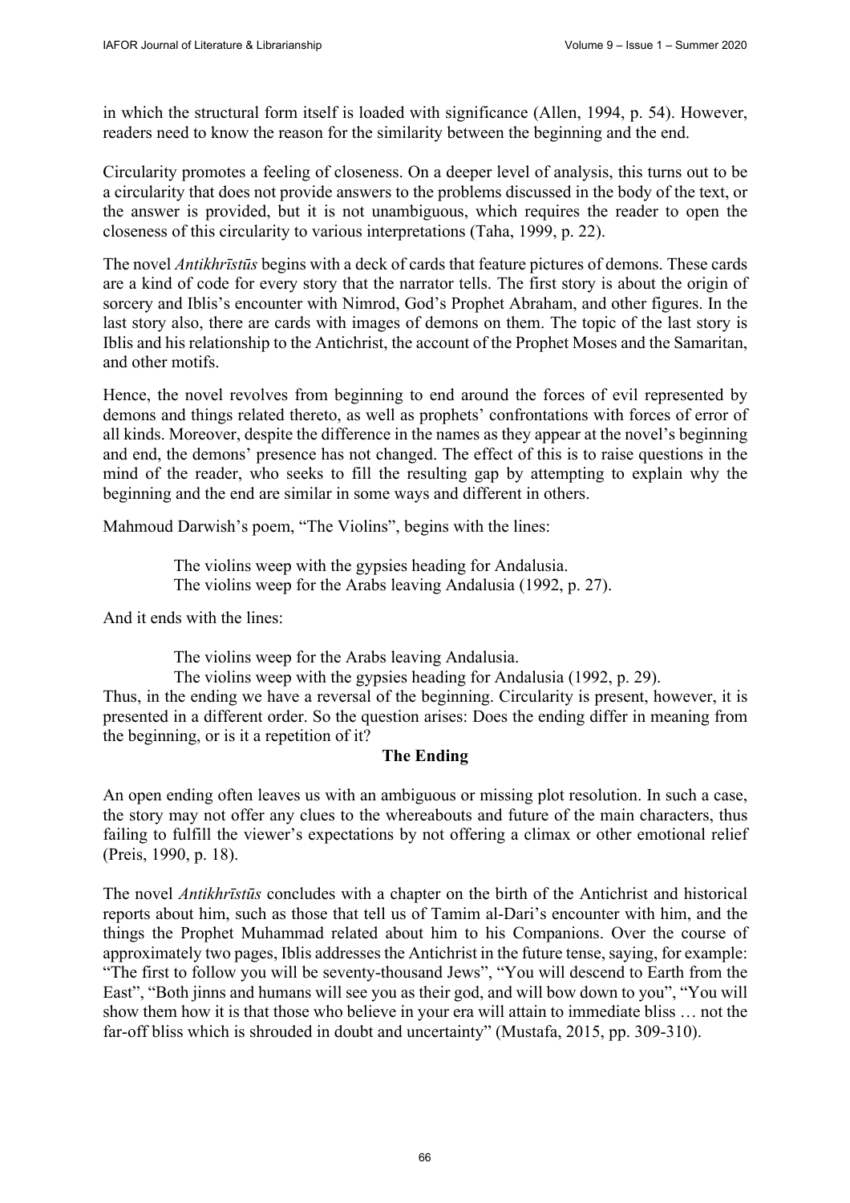in which the structural form itself is loaded with significance (Allen, 1994, p. 54). However, readers need to know the reason for the similarity between the beginning and the end.

Circularity promotes a feeling of closeness. On a deeper level of analysis, this turns out to be a circularity that does not provide answers to the problems discussed in the body of the text, or the answer is provided, but it is not unambiguous, which requires the reader to open the closeness of this circularity to various interpretations (Taha, 1999, p. 22).

The novel *Antikhrīstūs* begins with a deck of cards that feature pictures of demons. These cards are a kind of code for every story that the narrator tells. The first story is about the origin of sorcery and Iblis's encounter with Nimrod, God's Prophet Abraham, and other figures. In the last story also, there are cards with images of demons on them. The topic of the last story is Iblis and his relationship to the Antichrist, the account of the Prophet Moses and the Samaritan, and other motifs.

Hence, the novel revolves from beginning to end around the forces of evil represented by demons and things related thereto, as well as prophets' confrontations with forces of error of all kinds. Moreover, despite the difference in the names as they appear at the novel's beginning and end, the demons' presence has not changed. The effect of this is to raise questions in the mind of the reader, who seeks to fill the resulting gap by attempting to explain why the beginning and the end are similar in some ways and different in others.

Mahmoud Darwish's poem, "The Violins", begins with the lines:

> The violins weep with the gypsies heading for Andalusia.
> The violins weep for the Arabs leaving Andalusia (1992, p. 27).

And it ends with the lines:

> The violins weep for the Arabs leaving Andalusia.
> The violins weep with the gypsies heading for Andalusia (1992, p. 29).

Thus, in the ending we have a reversal of the beginning. Circularity is present, however, it is presented in a different order. So the question arises: Does the ending differ in meaning from the beginning, or is it a repetition of it?

## The Ending

An open ending often leaves us with an ambiguous or missing plot resolution. In such a case, the story may not offer any clues to the whereabouts and future of the main characters, thus failing to fulfill the viewer's expectations by not offering a climax or other emotional relief (Preis, 1990, p. 18).

The novel *Antikhrīstūs* concludes with a chapter on the birth of the Antichrist and historical reports about him, such as those that tell us of Tamim al-Dari's encounter with him, and the things the Prophet Muhammad related about him to his Companions. Over the course of approximately two pages, Iblis addresses the Antichrist in the future tense, saying, for example: "The first to follow you will be seventy-thousand Jews", "You will descend to Earth from the East", "Both jinns and humans will see you as their god, and will bow down to you", "You will show them how it is that those who believe in your era will attain to immediate bliss … not the far-off bliss which is shrouded in doubt and uncertainty" (Mustafa, 2015, pp. 309-310).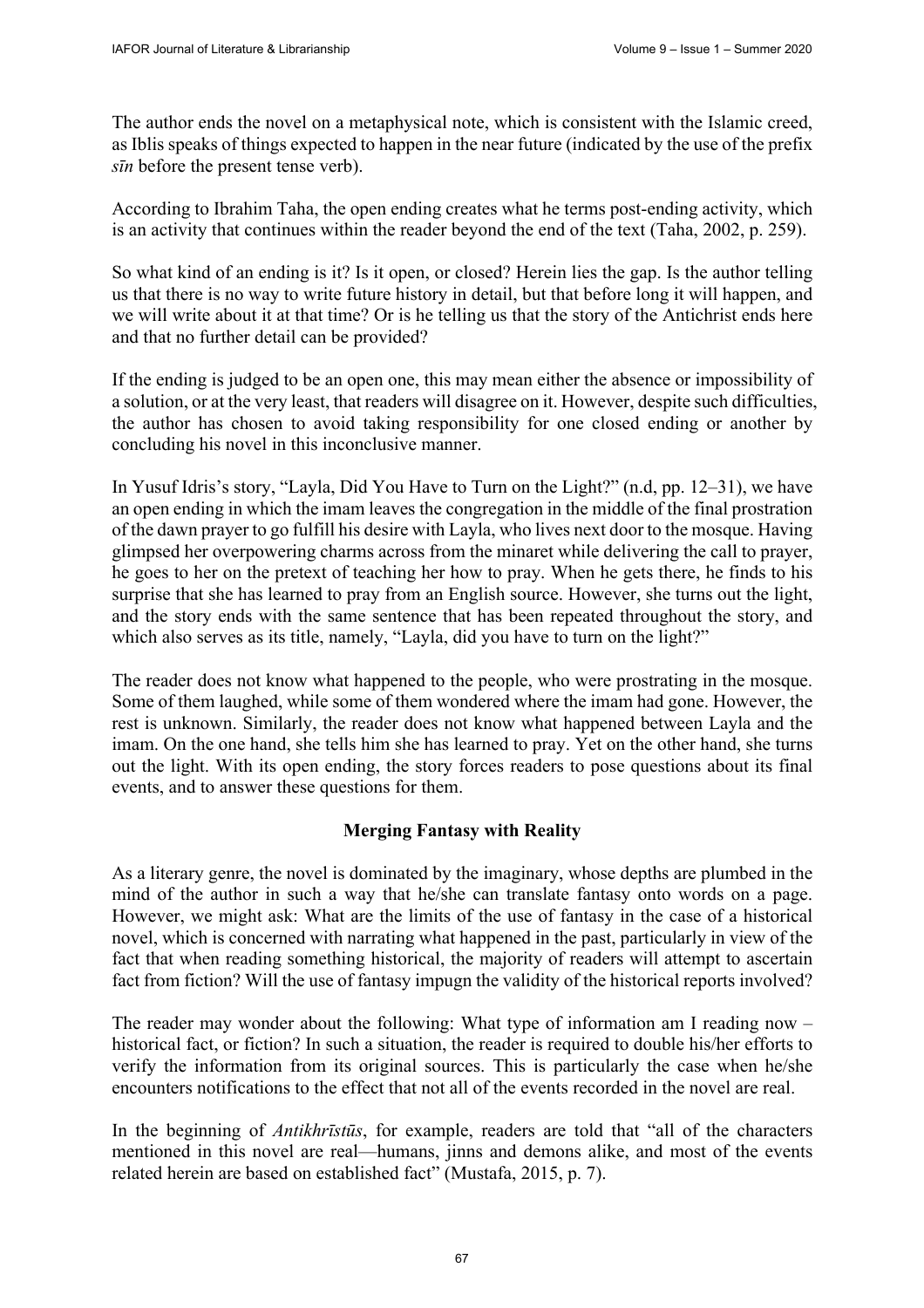The author ends the novel on a metaphysical note, which is consistent with the Islamic creed, as Iblis speaks of things expected to happen in the near future (indicated by the use of the prefix *sīn* before the present tense verb).

According to Ibrahim Taha, the open ending creates what he terms post-ending activity, which is an activity that continues within the reader beyond the end of the text (Taha, 2002, p. 259).

So what kind of an ending is it? Is it open, or closed? Herein lies the gap. Is the author telling us that there is no way to write future history in detail, but that before long it will happen, and we will write about it at that time? Or is he telling us that the story of the Antichrist ends here and that no further detail can be provided?

If the ending is judged to be an open one, this may mean either the absence or impossibility of a solution, or at the very least, that readers will disagree on it. However, despite such difficulties, the author has chosen to avoid taking responsibility for one closed ending or another by concluding his novel in this inconclusive manner.

In Yusuf Idris's story, "Layla, Did You Have to Turn on the Light?" (n.d, pp. 12–31), we have an open ending in which the imam leaves the congregation in the middle of the final prostration of the dawn prayer to go fulfill his desire with Layla, who lives next door to the mosque. Having glimpsed her overpowering charms across from the minaret while delivering the call to prayer, he goes to her on the pretext of teaching her how to pray. When he gets there, he finds to his surprise that she has learned to pray from an English source. However, she turns out the light, and the story ends with the same sentence that has been repeated throughout the story, and which also serves as its title, namely, "Layla, did you have to turn on the light?"

The reader does not know what happened to the people, who were prostrating in the mosque. Some of them laughed, while some of them wondered where the imam had gone. However, the rest is unknown. Similarly, the reader does not know what happened between Layla and the imam. On the one hand, she tells him she has learned to pray. Yet on the other hand, she turns out the light. With its open ending, the story forces readers to pose questions about its final events, and to answer these questions for them.

## Merging Fantasy with Reality

As a literary genre, the novel is dominated by the imaginary, whose depths are plumbed in the mind of the author in such a way that he/she can translate fantasy onto words on a page. However, we might ask: What are the limits of the use of fantasy in the case of a historical novel, which is concerned with narrating what happened in the past, particularly in view of the fact that when reading something historical, the majority of readers will attempt to ascertain fact from fiction? Will the use of fantasy impugn the validity of the historical reports involved?

The reader may wonder about the following: What type of information am I reading now – historical fact, or fiction? In such a situation, the reader is required to double his/her efforts to verify the information from its original sources. This is particularly the case when he/she encounters notifications to the effect that not all of the events recorded in the novel are real.

In the beginning of *Antikhrīstūs*, for example, readers are told that "all of the characters mentioned in this novel are real—humans, jinns and demons alike, and most of the events related herein are based on established fact" (Mustafa, 2015, p. 7).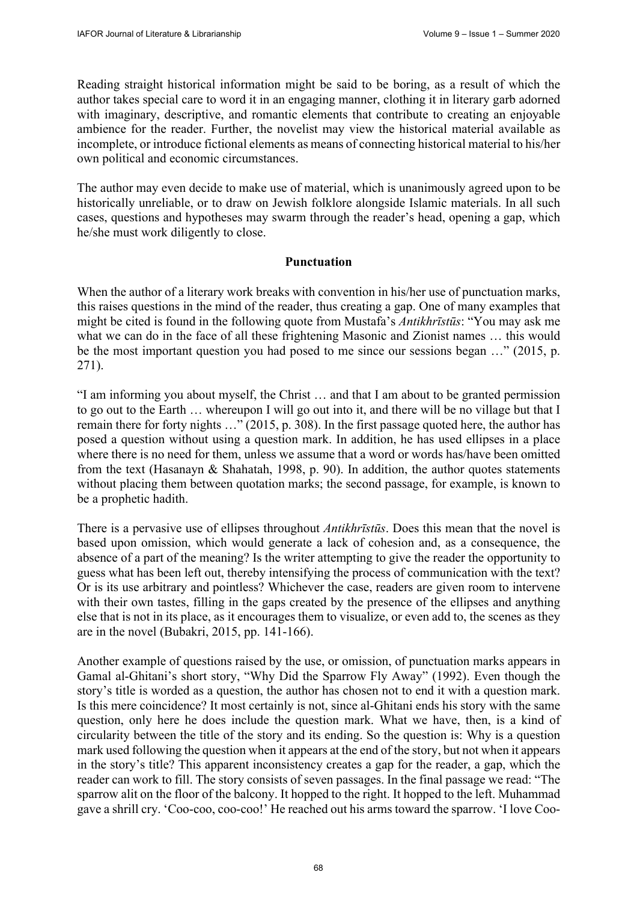Reading straight historical information might be said to be boring, as a result of which the author takes special care to word it in an engaging manner, clothing it in literary garb adorned with imaginary, descriptive, and romantic elements that contribute to creating an enjoyable ambience for the reader. Further, the novelist may view the historical material available as incomplete, or introduce fictional elements as means of connecting historical material to his/her own political and economic circumstances.

The author may even decide to make use of material, which is unanimously agreed upon to be historically unreliable, or to draw on Jewish folklore alongside Islamic materials. In all such cases, questions and hypotheses may swarm through the reader's head, opening a gap, which he/she must work diligently to close.

## Punctuation

When the author of a literary work breaks with convention in his/her use of punctuation marks, this raises questions in the mind of the reader, thus creating a gap. One of many examples that might be cited is found in the following quote from Mustafa's *Antikhrīstūs*: "You may ask me what we can do in the face of all these frightening Masonic and Zionist names … this would be the most important question you had posed to me since our sessions began …" (2015, p. 271).

"I am informing you about myself, the Christ … and that I am about to be granted permission to go out to the Earth … whereupon I will go out into it, and there will be no village but that I remain there for forty nights …" (2015, p. 308). In the first passage quoted here, the author has posed a question without using a question mark. In addition, he has used ellipses in a place where there is no need for them, unless we assume that a word or words has/have been omitted from the text (Hasanayn & Shahatah, 1998, p. 90). In addition, the author quotes statements without placing them between quotation marks; the second passage, for example, is known to be a prophetic hadith.

There is a pervasive use of ellipses throughout *Antikhrīstūs*. Does this mean that the novel is based upon omission, which would generate a lack of cohesion and, as a consequence, the absence of a part of the meaning? Is the writer attempting to give the reader the opportunity to guess what has been left out, thereby intensifying the process of communication with the text? Or is its use arbitrary and pointless? Whichever the case, readers are given room to intervene with their own tastes, filling in the gaps created by the presence of the ellipses and anything else that is not in its place, as it encourages them to visualize, or even add to, the scenes as they are in the novel (Bubakri, 2015, pp. 141-166).

Another example of questions raised by the use, or omission, of punctuation marks appears in Gamal al-Ghitani's short story, "Why Did the Sparrow Fly Away" (1992). Even though the story's title is worded as a question, the author has chosen not to end it with a question mark. Is this mere coincidence? It most certainly is not, since al-Ghitani ends his story with the same question, only here he does include the question mark. What we have, then, is a kind of circularity between the title of the story and its ending. So the question is: Why is a question mark used following the question when it appears at the end of the story, but not when it appears in the story's title? This apparent inconsistency creates a gap for the reader, a gap, which the reader can work to fill. The story consists of seven passages. In the final passage we read: "The sparrow alit on the floor of the balcony. It hopped to the right. It hopped to the left. Muhammad gave a shrill cry. 'Coo-coo, coo-coo!' He reached out his arms toward the sparrow. 'I love Coo-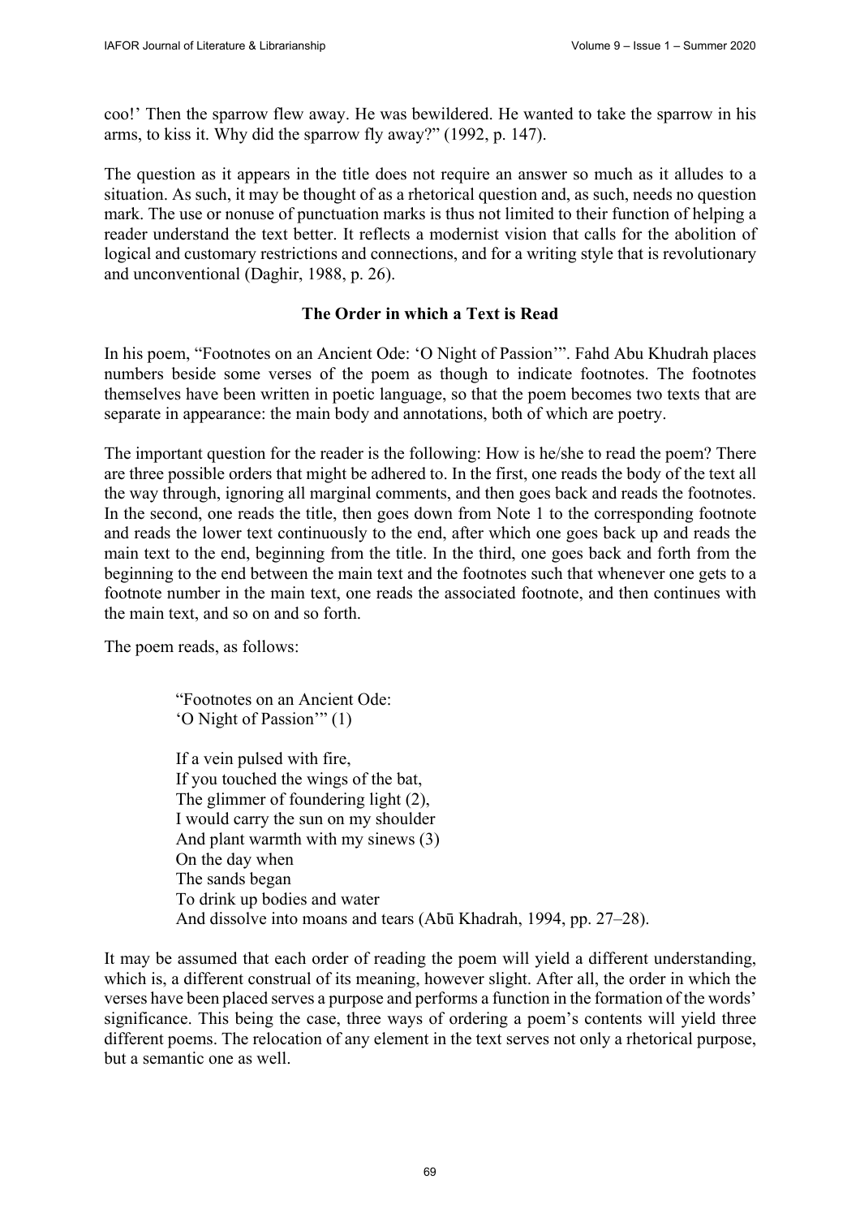coo!' Then the sparrow flew away. He was bewildered. He wanted to take the sparrow in his arms, to kiss it. Why did the sparrow fly away?" (1992, p. 147).

The question as it appears in the title does not require an answer so much as it alludes to a situation. As such, it may be thought of as a rhetorical question and, as such, needs no question mark. The use or nonuse of punctuation marks is thus not limited to their function of helping a reader understand the text better. It reflects a modernist vision that calls for the abolition of logical and customary restrictions and connections, and for a writing style that is revolutionary and unconventional (Daghir, 1988, p. 26).

### The Order in which a Text is Read

In his poem, "Footnotes on an Ancient Ode: 'O Night of Passion'". Fahd Abu Khudrah places numbers beside some verses of the poem as though to indicate footnotes. The footnotes themselves have been written in poetic language, so that the poem becomes two texts that are separate in appearance: the main body and annotations, both of which are poetry.

The important question for the reader is the following: How is he/she to read the poem? There are three possible orders that might be adhered to. In the first, one reads the body of the text all the way through, ignoring all marginal comments, and then goes back and reads the footnotes. In the second, one reads the title, then goes down from Note 1 to the corresponding footnote and reads the lower text continuously to the end, after which one goes back up and reads the main text to the end, beginning from the title. In the third, one goes back and forth from the beginning to the end between the main text and the footnotes such that whenever one gets to a footnote number in the main text, one reads the associated footnote, and then continues with the main text, and so on and so forth.

The poem reads, as follows:

> "Footnotes on an Ancient Ode:
> 'O Night of Passion'" (1)
>
> If a vein pulsed with fire,
> If you touched the wings of the bat,
> The glimmer of foundering light (2),
> I would carry the sun on my shoulder
> And plant warmth with my sinews (3)
> On the day when
> The sands began
> To drink up bodies and water
> And dissolve into moans and tears (Abū Khadrah, 1994, pp. 27–28).

It may be assumed that each order of reading the poem will yield a different understanding, which is, a different construal of its meaning, however slight. After all, the order in which the verses have been placed serves a purpose and performs a function in the formation of the words' significance. This being the case, three ways of ordering a poem's contents will yield three different poems. The relocation of any element in the text serves not only a rhetorical purpose, but a semantic one as well.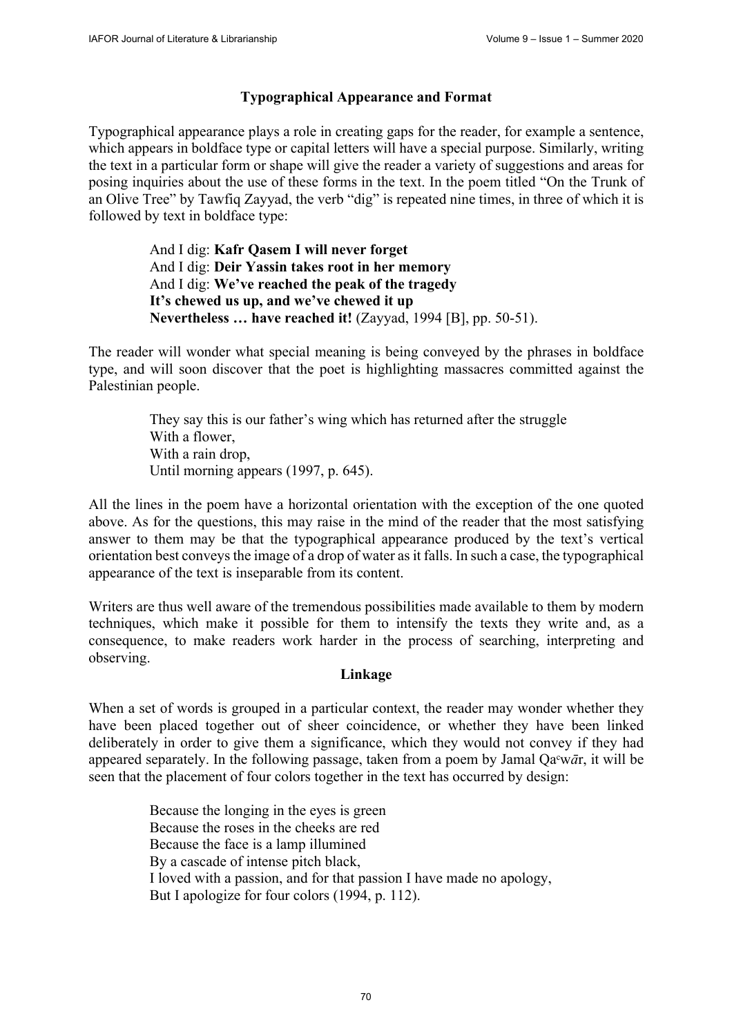### Typographical Appearance and Format

Typographical appearance plays a role in creating gaps for the reader, for example a sentence, which appears in boldface type or capital letters will have a special purpose. Similarly, writing the text in a particular form or shape will give the reader a variety of suggestions and areas for posing inquiries about the use of these forms in the text. In the poem titled "On the Trunk of an Olive Tree" by Tawfiq Zayyad, the verb "dig" is repeated nine times, in three of which it is followed by text in boldface type:

> And I dig: **Kafr Qasem I will never forget**  
> And I dig: **Deir Yassin takes root in her memory**  
> And I dig: **We've reached the peak of the tragedy**  
> **It's chewed us up, and we've chewed it up**  
> **Nevertheless … have reached it!** (Zayyad, 1994 [B], pp. 50-51).

The reader will wonder what special meaning is being conveyed by the phrases in boldface type, and will soon discover that the poet is highlighting massacres committed against the Palestinian people.

> They say this is our father's wing which has returned after the struggle  
> With a flower,  
> With a rain drop,  
> Until morning appears (1997, p. 645).

All the lines in the poem have a horizontal orientation with the exception of the one quoted above. As for the questions, this may raise in the mind of the reader that the most satisfying answer to them may be that the typographical appearance produced by the text's vertical orientation best conveys the image of a drop of water as it falls. In such a case, the typographical appearance of the text is inseparable from its content.

Writers are thus well aware of the tremendous possibilities made available to them by modern techniques, which make it possible for them to intensify the texts they write and, as a consequence, to make readers work harder in the process of searching, interpreting and observing.

### Linkage

When a set of words is grouped in a particular context, the reader may wonder whether they have been placed together out of sheer coincidence, or whether they have been linked deliberately in order to give them a significance, which they would not convey if they had appeared separately. In the following passage, taken from a poem by Jamal Qaᶜwār, it will be seen that the placement of four colors together in the text has occurred by design:

> Because the longing in the eyes is green  
> Because the roses in the cheeks are red  
> Because the face is a lamp illumined  
> By a cascade of intense pitch black,  
> I loved with a passion, and for that passion I have made no apology,  
> But I apologize for four colors (1994, p. 112).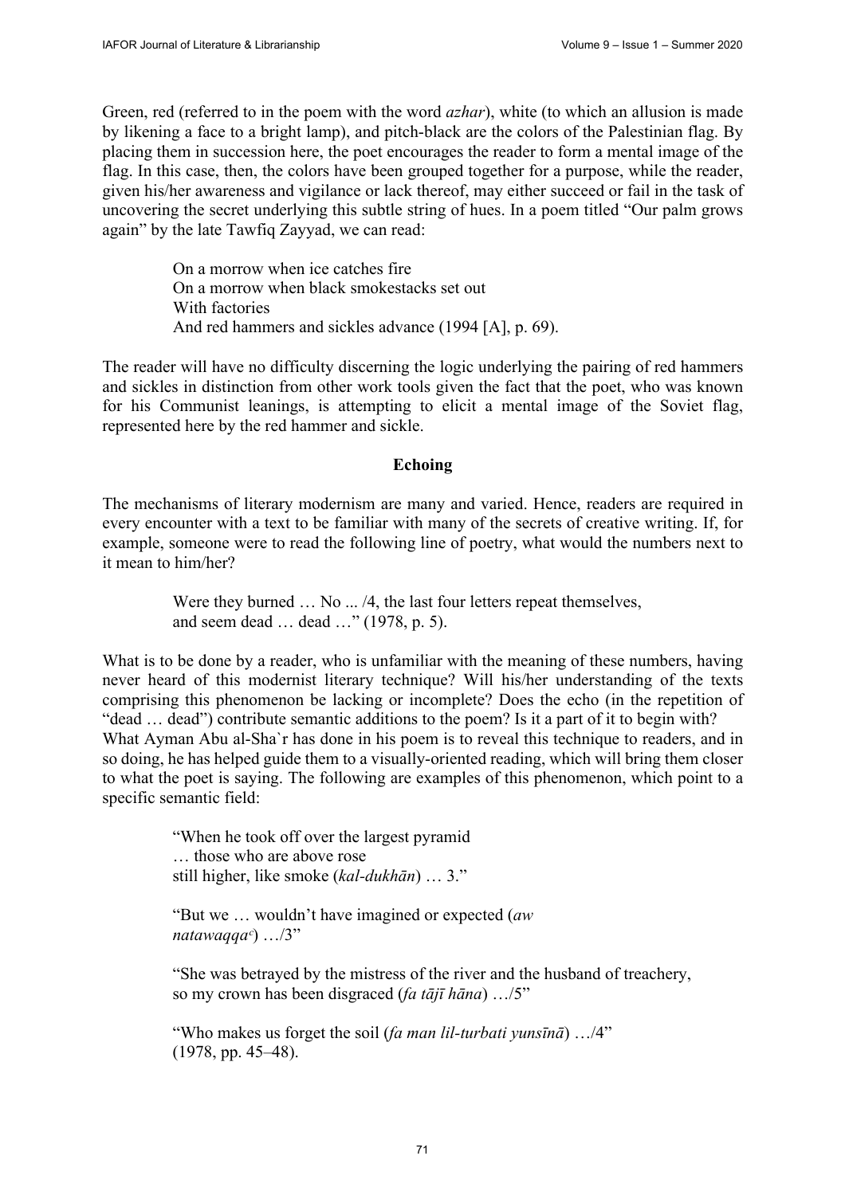Green, red (referred to in the poem with the word *azhar*), white (to which an allusion is made by likening a face to a bright lamp), and pitch-black are the colors of the Palestinian flag. By placing them in succession here, the poet encourages the reader to form a mental image of the flag. In this case, then, the colors have been grouped together for a purpose, while the reader, given his/her awareness and vigilance or lack thereof, may either succeed or fail in the task of uncovering the secret underlying this subtle string of hues. In a poem titled "Our palm grows again" by the late Tawfiq Zayyad, we can read:

> On a morrow when ice catches fire
> On a morrow when black smokestacks set out
> With factories
> And red hammers and sickles advance (1994 [A], p. 69).

The reader will have no difficulty discerning the logic underlying the pairing of red hammers and sickles in distinction from other work tools given the fact that the poet, who was known for his Communist leanings, is attempting to elicit a mental image of the Soviet flag, represented here by the red hammer and sickle.

## Echoing

The mechanisms of literary modernism are many and varied. Hence, readers are required in every encounter with a text to be familiar with many of the secrets of creative writing. If, for example, someone were to read the following line of poetry, what would the numbers next to it mean to him/her?

> Were they burned … No ... /4, the last four letters repeat themselves,
> and seem dead … dead …" (1978, p. 5).

What is to be done by a reader, who is unfamiliar with the meaning of these numbers, having never heard of this modernist literary technique? Will his/her understanding of the texts comprising this phenomenon be lacking or incomplete? Does the echo (in the repetition of "dead … dead") contribute semantic additions to the poem? Is it a part of it to begin with?
What Ayman Abu al-Sha`r has done in his poem is to reveal this technique to readers, and in so doing, he has helped guide them to a visually-oriented reading, which will bring them closer to what the poet is saying. The following are examples of this phenomenon, which point to a specific semantic field:

> "When he took off over the largest pyramid
> … those who are above rose
> still higher, like smoke (*kal-dukhān*) … 3."
>
> "But we … wouldn't have imagined or expected (*aw natawaqqaᶜ*) …/3"
>
> "She was betrayed by the mistress of the river and the husband of treachery,
> so my crown has been disgraced (*fa tājī hāna*) …/5"
>
> "Who makes us forget the soil (*fa man lil-turbati yunsīnā*) …/4"
> (1978, pp. 45–48).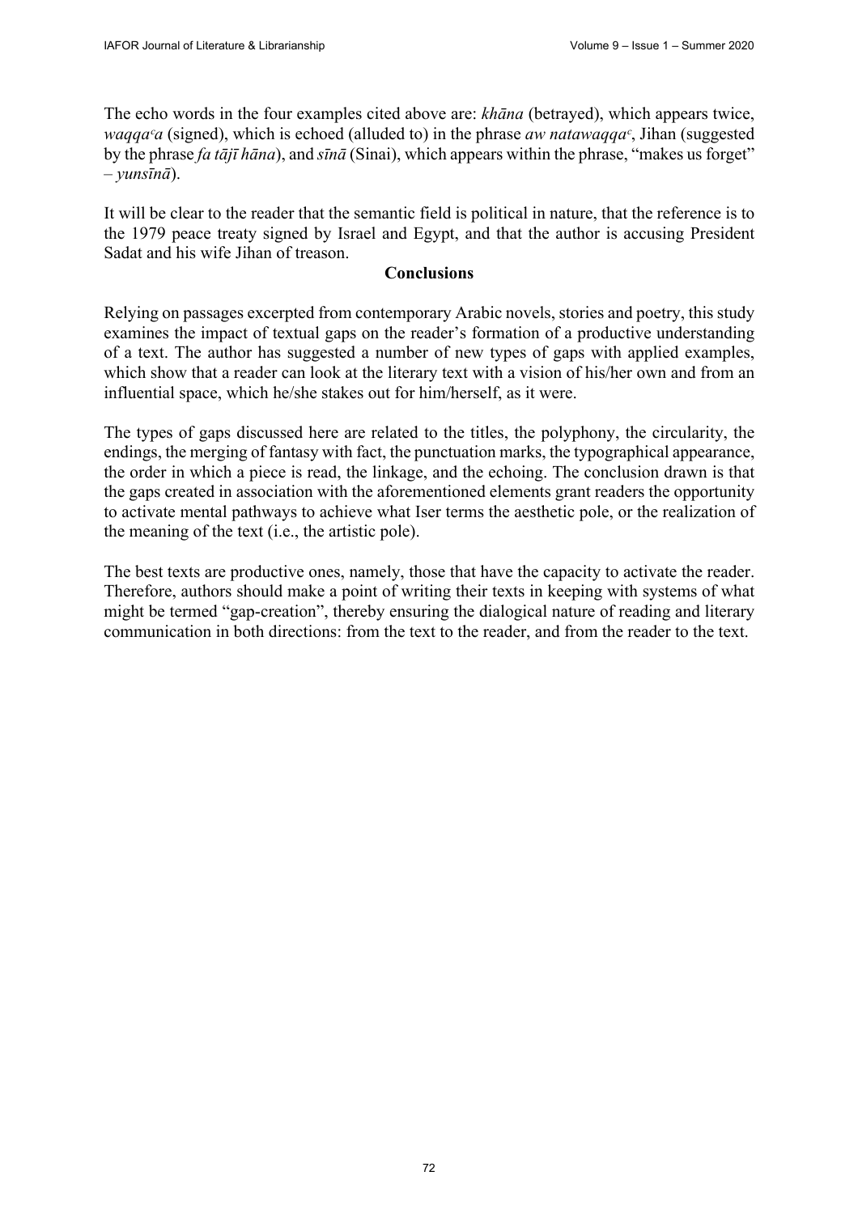The echo words in the four examples cited above are: *khāna* (betrayed), which appears twice, *waqqaᶜa* (signed), which is echoed (alluded to) in the phrase *aw natawaqqaᶜ*, Jihan (suggested by the phrase *fa tājī hāna*), and *sīnā* (Sinai), which appears within the phrase, "makes us forget" – *yunsīnā*).

It will be clear to the reader that the semantic field is political in nature, that the reference is to the 1979 peace treaty signed by Israel and Egypt, and that the author is accusing President Sadat and his wife Jihan of treason.

## Conclusions

Relying on passages excerpted from contemporary Arabic novels, stories and poetry, this study examines the impact of textual gaps on the reader's formation of a productive understanding of a text. The author has suggested a number of new types of gaps with applied examples, which show that a reader can look at the literary text with a vision of his/her own and from an influential space, which he/she stakes out for him/herself, as it were.

The types of gaps discussed here are related to the titles, the polyphony, the circularity, the endings, the merging of fantasy with fact, the punctuation marks, the typographical appearance, the order in which a piece is read, the linkage, and the echoing. The conclusion drawn is that the gaps created in association with the aforementioned elements grant readers the opportunity to activate mental pathways to achieve what Iser terms the aesthetic pole, or the realization of the meaning of the text (i.e., the artistic pole).

The best texts are productive ones, namely, those that have the capacity to activate the reader. Therefore, authors should make a point of writing their texts in keeping with systems of what might be termed "gap-creation", thereby ensuring the dialogical nature of reading and literary communication in both directions: from the text to the reader, and from the reader to the text.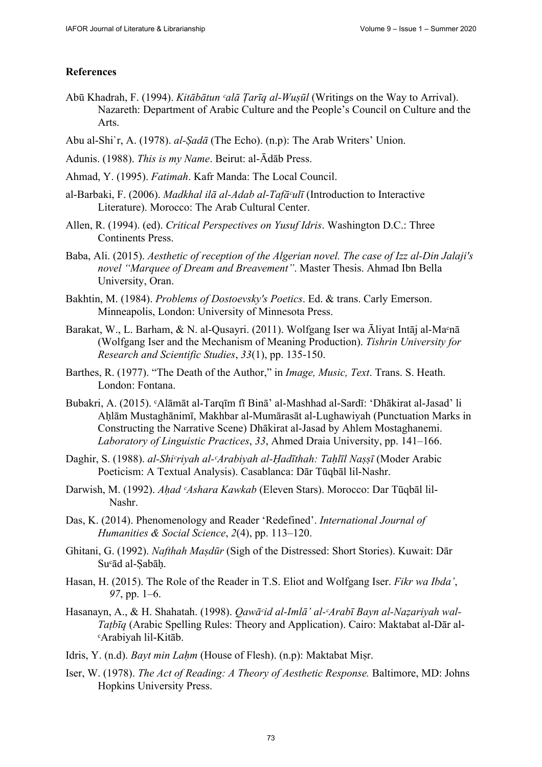## References

Abū Khadrah, F. (1994). *Kitābātun ͨalā Ṭarīq al-Wuṣūl* (Writings on the Way to Arrival). Nazareth: Department of Arabic Culture and the People's Council on Culture and the Arts.

Abu al-Shi`r, A. (1978). *al-Ṣadā* (The Echo). (n.p): The Arab Writers' Union.

Adunis. (1988). *This is my Name*. Beirut: al-Ādāb Press.

Ahmad, Y. (1995). *Fatimah*. Kafr Manda: The Local Council.

al-Barbaki, F. (2006). *Madkhal ilā al-Adab al-Tafāͨulī* (Introduction to Interactive Literature). Morocco: The Arab Cultural Center.

Allen, R. (1994). (ed). *Critical Perspectives on Yusuf Idris*. Washington D.C.: Three Continents Press.

Baba, Ali. (2015). *Aesthetic of reception of the Algerian novel. The case of Izz al-Din Jalaji's novel "Marquee of Dream and Breavement"*. Master Thesis. Ahmad Ibn Bella University, Oran.

Bakhtin, M. (1984). *Problems of Dostoevsky's Poetics*. Ed. & trans. Carly Emerson. Minneapolis, London: University of Minnesota Press.

Barakat, W., L. Barham, & N. al-Qusayri. (2011). Wolfgang Iser wa Āliyat Intāj al-Maͨnā (Wolfgang Iser and the Mechanism of Meaning Production). *Tishrin University for Research and Scientific Studies*, *33*(1), pp. 135-150.

Barthes, R. (1977). "The Death of the Author," in *Image, Music, Text*. Trans. S. Heath. London: Fontana.

Bubakri, A. (2015). ͨAlāmāt al-Tarqīm fī Binā' al-Mashhad al-Sardī: 'Dhākirat al-Jasad' li Aḥlām Mustaghānimī, Makhbar al-Mumārasāt al-Lughawiyah (Punctuation Marks in Constructing the Narrative Scene) Dhākirat al-Jasad by Ahlem Mostaghanemi. *Laboratory of Linguistic Practices*, *33*, Ahmed Draia University, pp. 141–166.

Daghir, S. (1988). *al-Shiͨriyah al-ͨArabiyah al-Ḥadīthah: Taḥlīl Naṣṣī* (Moder Arabic Poeticism: A Textual Analysis). Casablanca: Dār Tūqbāl lil-Nashr.

Darwish, M. (1992). *Aḥad ͨAshara Kawkab* (Eleven Stars). Morocco: Dar Tūqbāl lil-Nashr.

Das, K. (2014). Phenomenology and Reader 'Redefined'. *International Journal of Humanities & Social Science*, *2*(4), pp. 113–120.

Ghitani, G. (1992). *Nafthah Maṣdūr* (Sigh of the Distressed: Short Stories). Kuwait: Dār Suͨād al-Ṣabāḥ.

Hasan, H. (2015). The Role of the Reader in T.S. Eliot and Wolfgang Iser. *Fikr wa Ibda'*, *97*, pp. 1–6.

Hasanayn, A., & H. Shahatah. (1998). *Qawāͨid al-Imlā' al-ͨArabī Bayn al-Naẓariyah wal-Taṭbīq* (Arabic Spelling Rules: Theory and Application). Cairo: Maktabat al-Dār al-ͨArabiyah lil-Kitāb.

Idris, Y. (n.d). *Bayt min Laḥm* (House of Flesh). (n.p): Maktabat Miṣr.

Iser, W. (1978). *The Act of Reading: A Theory of Aesthetic Response.* Baltimore, MD: Johns Hopkins University Press.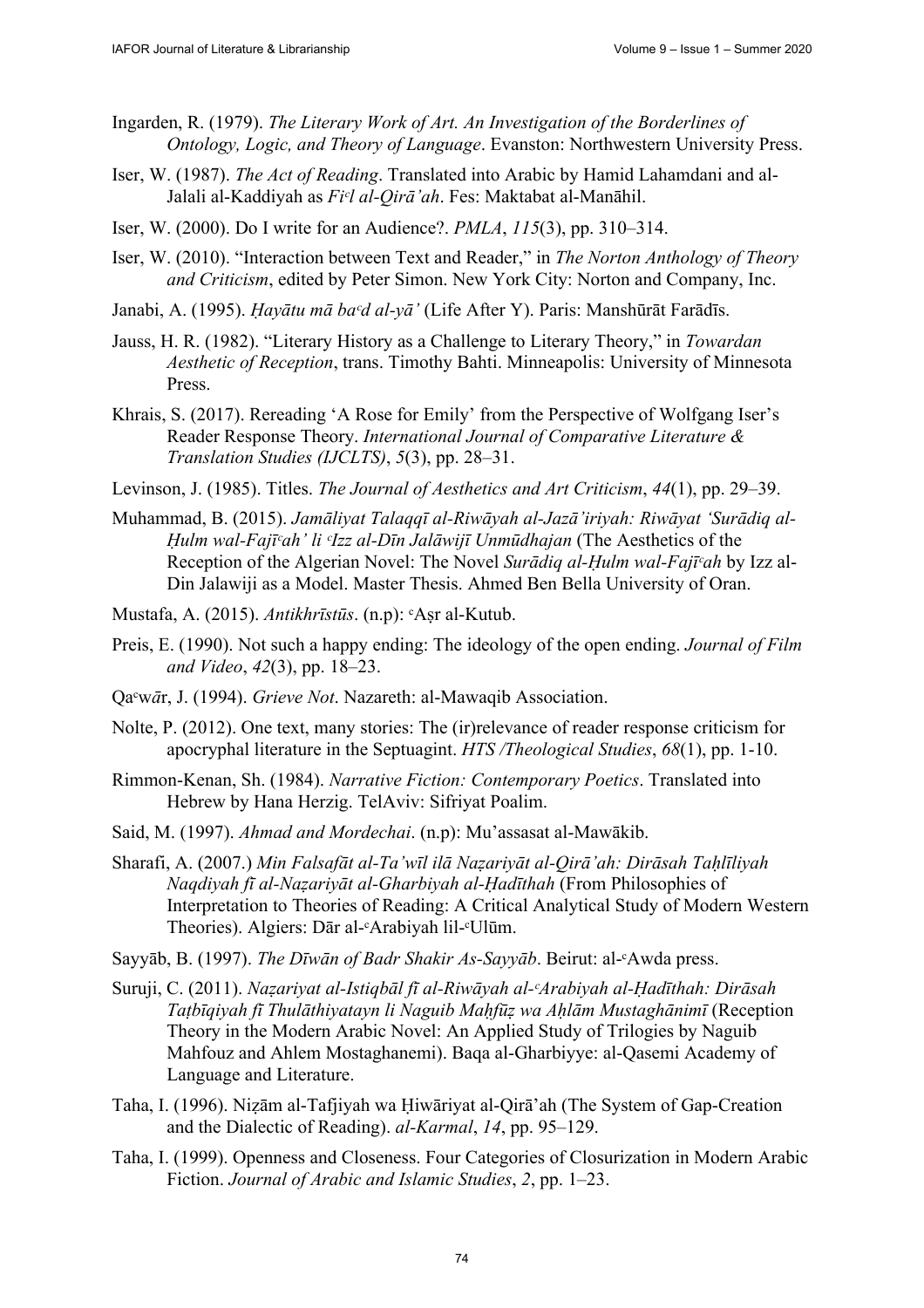Ingarden, R. (1979). *The Literary Work of Art. An Investigation of the Borderlines of Ontology, Logic, and Theory of Language*. Evanston: Northwestern University Press.

Iser, W. (1987). *The Act of Reading*. Translated into Arabic by Hamid Lahamdani and al-Jalali al-Kaddiyah as *Fiᶜl al-Qirā'ah*. Fes: Maktabat al-Manāhil.

Iser, W. (2000). Do I write for an Audience?. *PMLA*, *115*(3), pp. 310–314.

Iser, W. (2010). "Interaction between Text and Reader," in *The Norton Anthology of Theory and Criticism*, edited by Peter Simon. New York City: Norton and Company, Inc.

Janabi, A. (1995). *Ḥayātu mā baᶜd al-yā'* (Life After Y). Paris: Manshūrāt Farādīs.

Jauss, H. R. (1982). "Literary History as a Challenge to Literary Theory," in *Towardan Aesthetic of Reception*, trans. Timothy Bahti. Minneapolis: University of Minnesota Press.

Khrais, S. (2017). Rereading 'A Rose for Emily' from the Perspective of Wolfgang Iser's Reader Response Theory. *International Journal of Comparative Literature & Translation Studies (IJCLTS)*, *5*(3), pp. 28–31.

Levinson, J. (1985). Titles. *The Journal of Aesthetics and Art Criticism*, *44*(1), pp. 29–39.

Muhammad, B. (2015). *Jamāliyat Talaqqī al-Riwāyah al-Jazā'iriyah: Riwāyat 'Surādiq al-Ḥulm wal-Fajīᶜah' li ᶜIzz al-Dīn Jalāwijī Unmūdhajan* (The Aesthetics of the Reception of the Algerian Novel: The Novel *Surādiq al-Ḥulm wal-Fajīᶜah* by Izz al-Din Jalawiji as a Model. Master Thesis. Ahmed Ben Bella University of Oran.

Mustafa, A. (2015). *Antikhrīstūs*. (n.p): ᶜAṣr al-Kutub.

Preis, E. (1990). Not such a happy ending: The ideology of the open ending. *Journal of Film and Video*, *42*(3), pp. 18–23.

Qaᶜwār, J. (1994). *Grieve Not*. Nazareth: al-Mawaqib Association.

Nolte, P. (2012). One text, many stories: The (ir)relevance of reader response criticism for apocryphal literature in the Septuagint. *HTS /Theological Studies*, *68*(1), pp. 1-10.

Rimmon-Kenan, Sh. (1984). *Narrative Fiction: Contemporary Poetics*. Translated into Hebrew by Hana Herzig. TelAviv: Sifriyat Poalim.

Said, M. (1997). *Ahmad and Mordechai*. (n.p): Mu'assasat al-Mawākib.

Sharafi, A. (2007.) *Min Falsafāt al-Ta'wīl ilā Naẓariyāt al-Qirā'ah: Dirāsah Taḥlīliyah Naqdiyah fī al-Naẓariyāt al-Gharbiyah al-Ḥadīthah* (From Philosophies of Interpretation to Theories of Reading: A Critical Analytical Study of Modern Western Theories). Algiers: Dār al-ᶜArabiyah lil-ᶜUlūm.

Sayyāb, B. (1997). *The Dīwān of Badr Shakir As-Sayyāb*. Beirut: al-ᶜAwda press.

Suruji, C. (2011). *Naẓariyat al-Istiqbāl fī al-Riwāyah al-ᶜArabiyah al-Ḥadīthah: Dirāsah Taṭbīqiyah fī Thulāthiyatayn li Naguib Maḥfūẓ wa Aḥlām Mustaghānimī* (Reception Theory in the Modern Arabic Novel: An Applied Study of Trilogies by Naguib Mahfouz and Ahlem Mostaghanemi). Baqa al-Gharbiyye: al-Qasemi Academy of Language and Literature.

Taha, I. (1996). Niẓām al-Tafjiyah wa Ḥiwāriyat al-Qirā'ah (The System of Gap-Creation and the Dialectic of Reading). *al-Karmal*, *14*, pp. 95–129.

Taha, I. (1999). Openness and Closeness. Four Categories of Closurization in Modern Arabic Fiction. *Journal of Arabic and Islamic Studies*, *2*, pp. 1–23.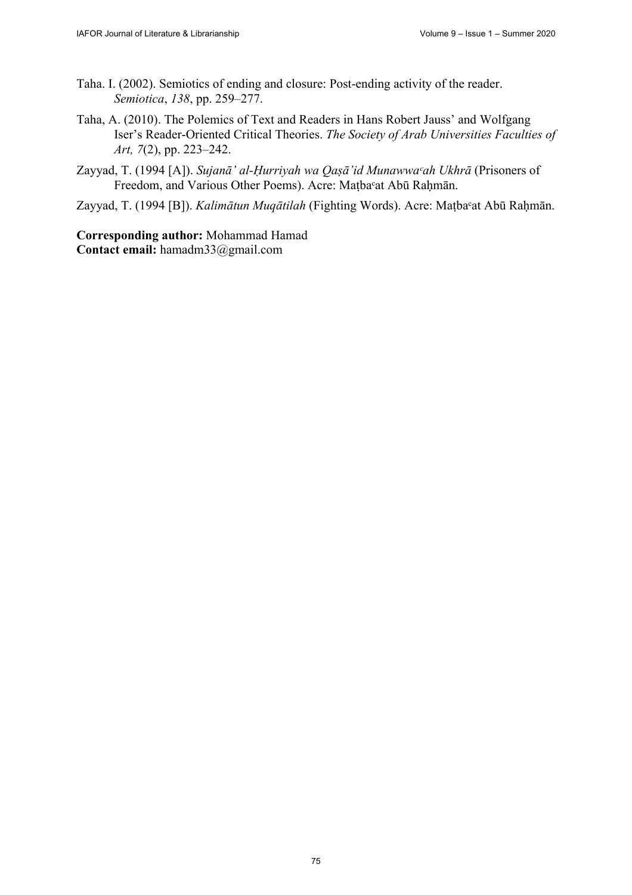Taha. I. (2002). Semiotics of ending and closure: Post-ending activity of the reader. *Semiotica*, *138*, pp. 259–277.

Taha, A. (2010). The Polemics of Text and Readers in Hans Robert Jauss' and Wolfgang Iser's Reader-Oriented Critical Theories. *The Society of Arab Universities Faculties of Art, 7*(2), pp. 223–242.

Zayyad, T. (1994 [A]). *Sujanā' al-Ḥurriyah wa Qaṣā'id Munawwaᶜah Ukhrā* (Prisoners of Freedom, and Various Other Poems). Acre: Maṭbaᶜat Abū Raḥmān.

Zayyad, T. (1994 [B]). *Kalimātun Muqātilah* (Fighting Words). Acre: Maṭbaᶜat Abū Raḥmān.

**Corresponding author:** Mohammad Hamad
**Contact email:** hamadm33@gmail.com